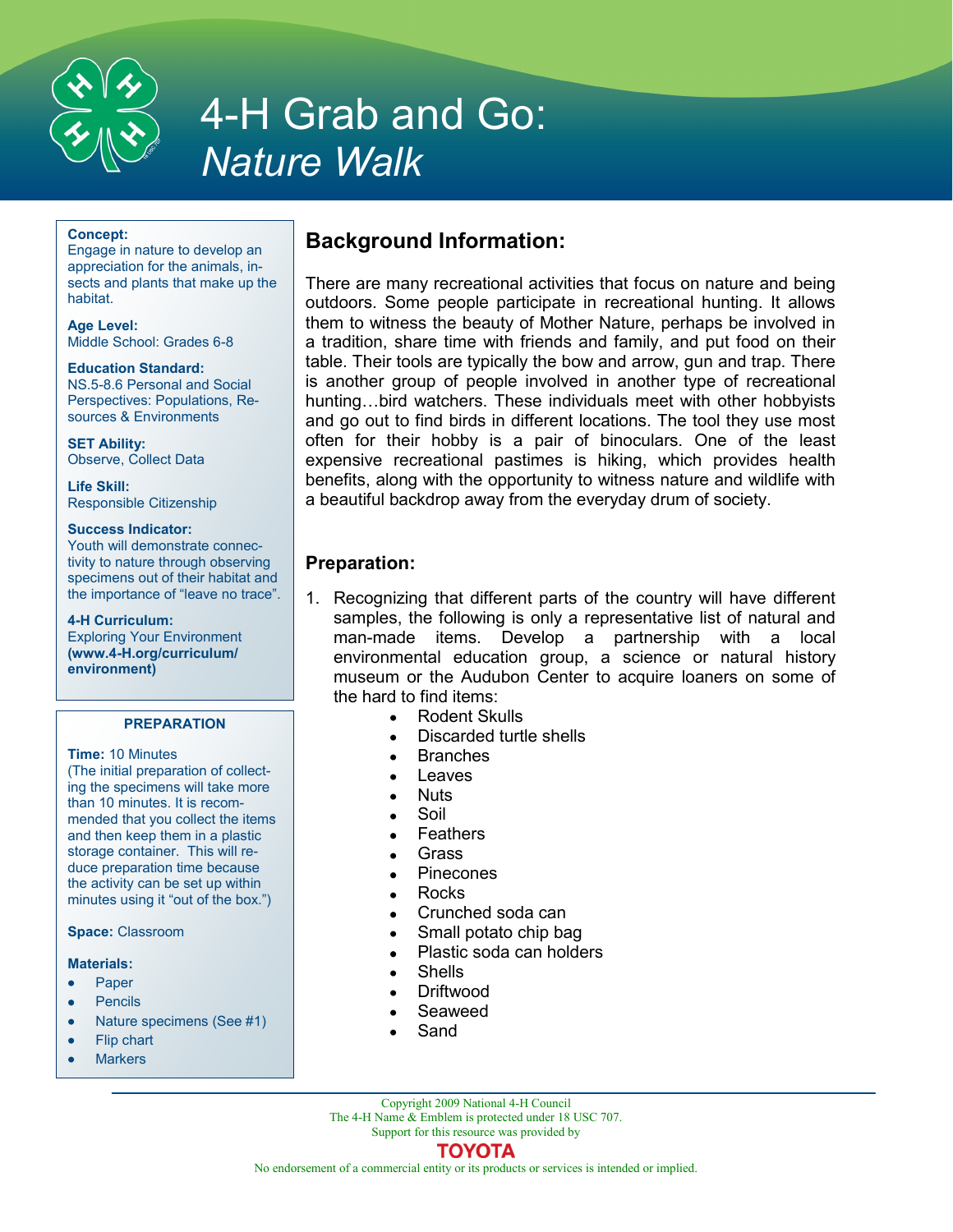# 4-H Grab and Go: *Nature Walk*

**Concept:**
Engage in nature to develop an appreciation for the animals, insects and plants that make up the habitat.

**Age Level:**
Middle School: Grades 6-8

**Education Standard:**
NS.5-8.6 Personal and Social Perspectives: Populations, Resources & Environments

**SET Ability:**
Observe, Collect Data

**Life Skill:**
Responsible Citizenship

**Success Indicator:**
Youth will demonstrate connectivity to nature through observing specimens out of their habitat and the importance of "leave no trace".

**4-H Curriculum:**
Exploring Your Environment
**(www.4-H.org/curriculum/environment)**

**PREPARATION**

**Time:** 10 Minutes
(The initial preparation of collecting the specimens will take more than 10 minutes. It is recommended that you collect the items and then keep them in a plastic storage container. This will reduce preparation time because the activity can be set up within minutes using it "out of the box.")

**Space:** Classroom

**Materials:**

- Paper
- Pencils
- Nature specimens (See #1)
- Flip chart
- Markers

## Background Information:

There are many recreational activities that focus on nature and being outdoors. Some people participate in recreational hunting. It allows them to witness the beauty of Mother Nature, perhaps be involved in a tradition, share time with friends and family, and put food on their table. Their tools are typically the bow and arrow, gun and trap. There is another group of people involved in another type of recreational hunting…bird watchers. These individuals meet with other hobbyists and go out to find birds in different locations. The tool they use most often for their hobby is a pair of binoculars. One of the least expensive recreational pastimes is hiking, which provides health benefits, along with the opportunity to witness nature and wildlife with a beautiful backdrop away from the everyday drum of society.

## Preparation:

1. Recognizing that different parts of the country will have different samples, the following is only a representative list of natural and man-made items. Develop a partnership with a local environmental education group, a science or natural history museum or the Audubon Center to acquire loaners on some of the hard to find items:
   - Rodent Skulls
   - Discarded turtle shells
   - Branches
   - Leaves
   - Nuts
   - Soil
   - Feathers
   - Grass
   - Pinecones
   - Rocks
   - Crunched soda can
   - Small potato chip bag
   - Plastic soda can holders
   - Shells
   - Driftwood
   - Seaweed
   - Sand

Copyright 2009 National 4-H Council
The 4-H Name & Emblem is protected under 18 USC 707.
Support for this resource was provided by
TOYOTA
No endorsement of a commercial entity or its products or services is intended or implied.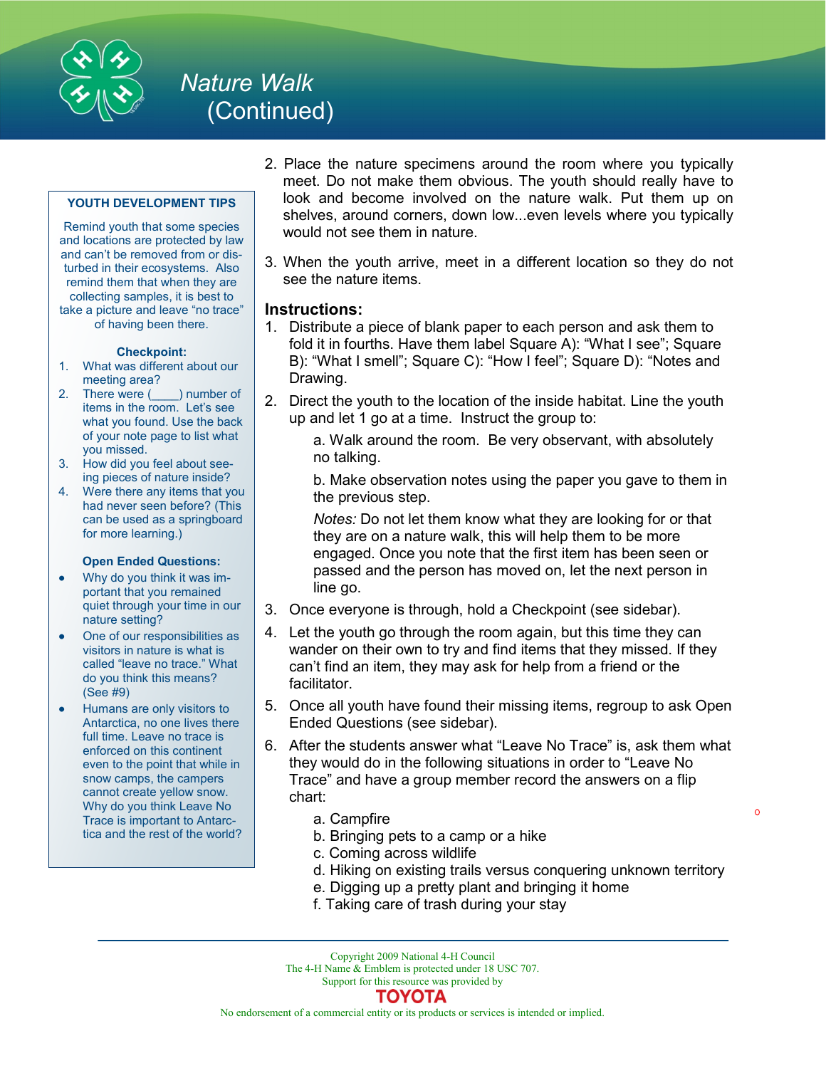# Nature Walk (Continued)

2. Place the nature specimens around the room where you typically meet. Do not make them obvious. The youth should really have to look and become involved on the nature walk. Put them up on shelves, around corners, down low...even levels where you typically would not see them in nature.

3. When the youth arrive, meet in a different location so they do not see the nature items.

## Instructions:

1. Distribute a piece of blank paper to each person and ask them to fold it in fourths. Have them label Square A): "What I see"; Square B): "What I smell"; Square C): "How I feel"; Square D): "Notes and Drawing.

2. Direct the youth to the location of the inside habitat. Line the youth up and let 1 go at a time. Instruct the group to:

   a. Walk around the room. Be very observant, with absolutely no talking.

   b. Make observation notes using the paper you gave to them in the previous step.

   *Notes:* Do not let them know what they are looking for or that they are on a nature walk, this will help them to be more engaged. Once you note that the first item has been seen or passed and the person has moved on, let the next person in line go.

3. Once everyone is through, hold a Checkpoint (see sidebar).

4. Let the youth go through the room again, but this time they can wander on their own to try and find items that they missed. If they can't find an item, they may ask for help from a friend or the facilitator.

5. Once all youth have found their missing items, regroup to ask Open Ended Questions (see sidebar).

6. After the students answer what "Leave No Trace" is, ask them what they would do in the following situations in order to "Leave No Trace" and have a group member record the answers on a flip chart:

   a. Campfire
   b. Bringing pets to a camp or a hike
   c. Coming across wildlife
   d. Hiking on existing trails versus conquering unknown territory
   e. Digging up a pretty plant and bringing it home
   f. Taking care of trash during your stay

## YOUTH DEVELOPMENT TIPS

Remind youth that some species and locations are protected by law and can't be removed from or disturbed in their ecosystems. Also remind them that when they are collecting samples, it is best to take a picture and leave "no trace" of having been there.

### Checkpoint:

1. What was different about our meeting area?
2. There were (____) number of items in the room. Let's see what you found. Use the back of your note page to list what you missed.
3. How did you feel about seeing pieces of nature inside?
4. Were there any items that you had never seen before? (This can be used as a springboard for more learning.)

### Open Ended Questions:

- Why do you think it was important that you remained quiet through your time in our nature setting?
- One of our responsibilities as visitors in nature is what is called "leave no trace." What do you think this means? (See #9)
- Humans are only visitors to Antarctica, no one lives there full time. Leave no trace is enforced on this continent even to the point that while in snow camps, the campers cannot create yellow snow. Why do you think Leave No Trace is important to Antarctica and the rest of the world?

---

Copyright 2009 National 4-H Council
The 4-H Name & Emblem is protected under 18 USC 707.
Support for this resource was provided by
TOYOTA
No endorsement of a commercial entity or its products or services is intended or implied.